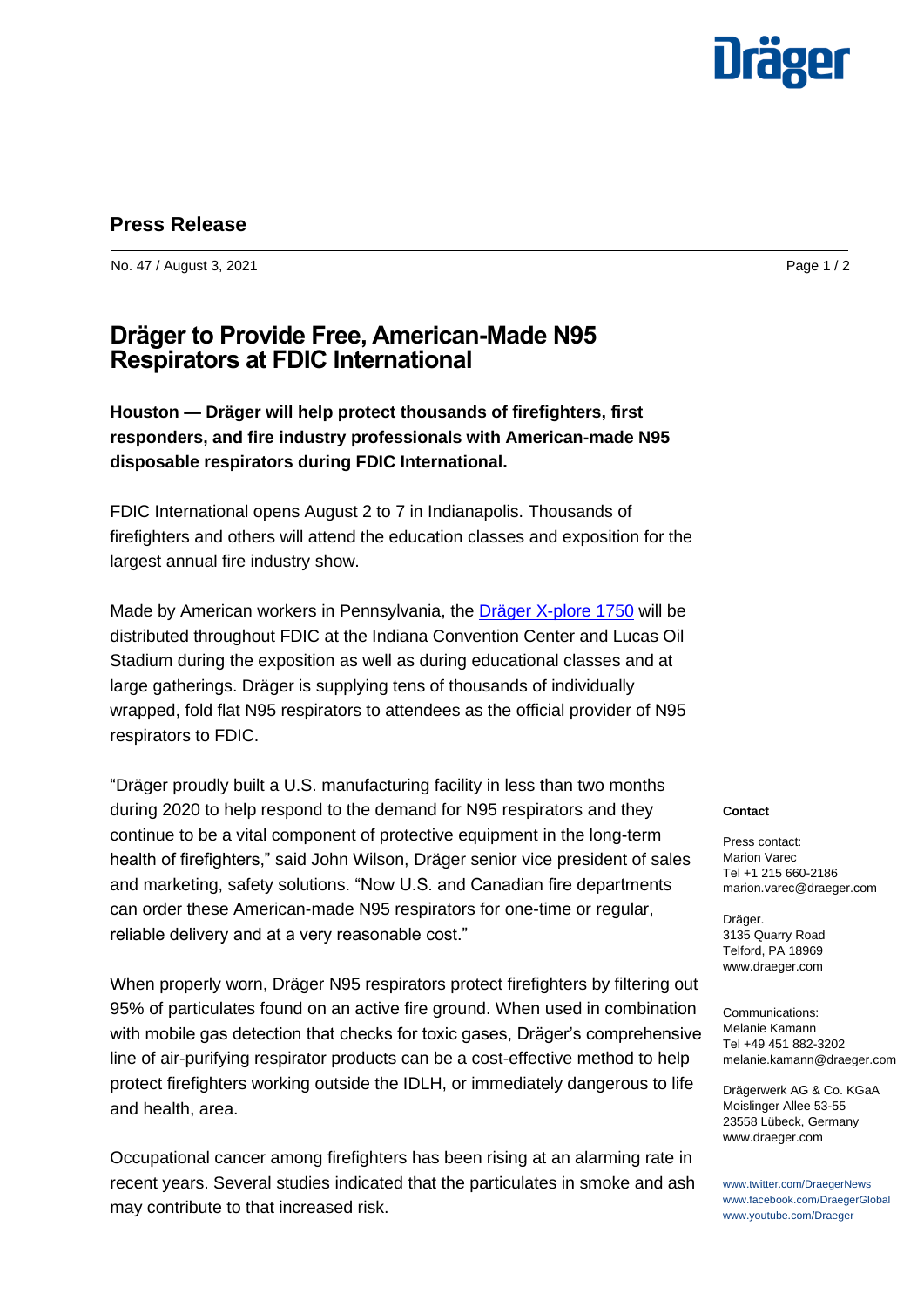**Press Release**

No. 47 / August 3, 2021

# Dräger to Provide Free, American-Made N95 Respirators at FDIC International

**Houston — Dräger will help protect thousands of firefighters, first responders, and fire industry professionals with American-made N95 disposable respirators during FDIC International.**

FDIC International opens August 2 to 7 in Indianapolis. Thousands of firefighters and others will attend the education classes and exposition for the largest annual fire industry show.

Made by American workers in Pennsylvania, the Dräger X-plore 1750 will be distributed throughout FDIC at the Indiana Convention Center and Lucas Oil Stadium during the exposition as well as during educational classes and at large gatherings. Dräger is supplying tens of thousands of individually wrapped, fold flat N95 respirators to attendees as the official provider of N95 respirators to FDIC.

"Dräger proudly built a U.S. manufacturing facility in less than two months during 2020 to help respond to the demand for N95 respirators and they continue to be a vital component of protective equipment in the long-term health of firefighters," said John Wilson, Dräger senior vice president of sales and marketing, safety solutions. "Now U.S. and Canadian fire departments can order these American-made N95 respirators for one-time or regular, reliable delivery and at a very reasonable cost."

When properly worn, Dräger N95 respirators protect firefighters by filtering out 95% of particulates found on an active fire ground. When used in combination with mobile gas detection that checks for toxic gases, Dräger's comprehensive line of air-purifying respirator products can be a cost-effective method to help protect firefighters working outside the IDLH, or immediately dangerous to life and health, area.

Occupational cancer among firefighters has been rising at an alarming rate in recent years. Several studies indicated that the particulates in smoke and ash may contribute to that increased risk.

**Contact**

Press contact:
Marion Varec
Tel +1 215 660-2186
marion.varec@draeger.com

Dräger.
3135 Quarry Road
Telford, PA 18969
www.draeger.com

Communications:
Melanie Kamann
Tel +49 451 882-3202
melanie.kamann@draeger.com

Drägerwerk AG & Co. KGaA
Moislinger Allee 53-55
23558 Lübeck, Germany
www.draeger.com

www.twitter.com/DraegerNews
www.facebook.com/DraegerGlobal
www.youtube.com/Draeger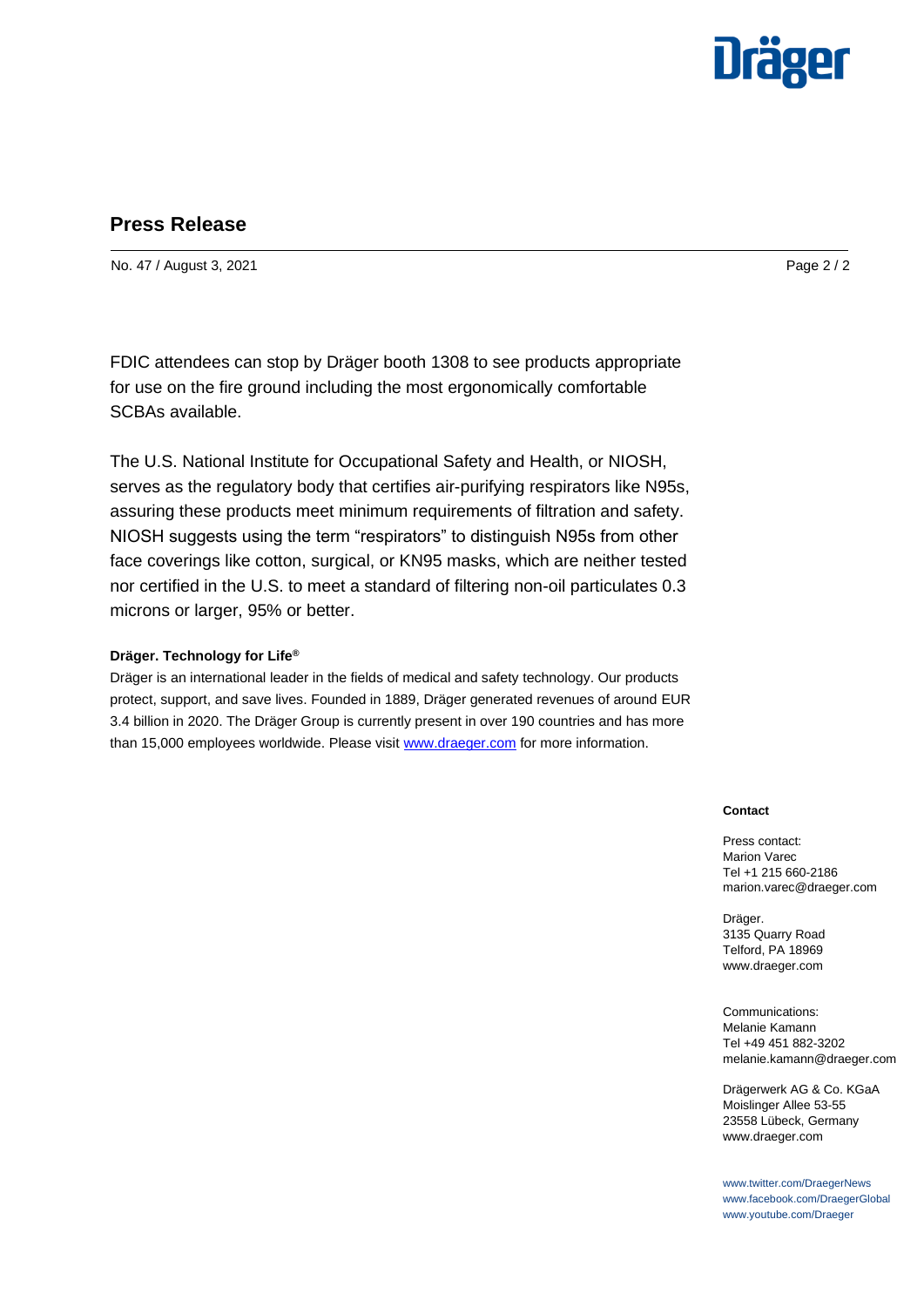## Press Release

No. 47 / August 3, 2021

FDIC attendees can stop by Dräger booth 1308 to see products appropriate for use on the fire ground including the most ergonomically comfortable SCBAs available.

The U.S. National Institute for Occupational Safety and Health, or NIOSH, serves as the regulatory body that certifies air-purifying respirators like N95s, assuring these products meet minimum requirements of filtration and safety. NIOSH suggests using the term "respirators" to distinguish N95s from other face coverings like cotton, surgical, or KN95 masks, which are neither tested nor certified in the U.S. to meet a standard of filtering non-oil particulates 0.3 microns or larger, 95% or better.

**Dräger. Technology for Life®**

Dräger is an international leader in the fields of medical and safety technology. Our products protect, support, and save lives. Founded in 1889, Dräger generated revenues of around EUR 3.4 billion in 2020. The Dräger Group is currently present in over 190 countries and has more than 15,000 employees worldwide. Please visit www.draeger.com for more information.

**Contact**

Press contact:
Marion Varec
Tel +1 215 660-2186
marion.varec@draeger.com

Dräger.
3135 Quarry Road
Telford, PA 18969
www.draeger.com

Communications:
Melanie Kamann
Tel +49 451 882-3202
melanie.kamann@draeger.com

Drägerwerk AG & Co. KGaA
Moislinger Allee 53-55
23558 Lübeck, Germany
www.draeger.com

www.twitter.com/DraegerNews
www.facebook.com/DraegerGlobal
www.youtube.com/Draeger